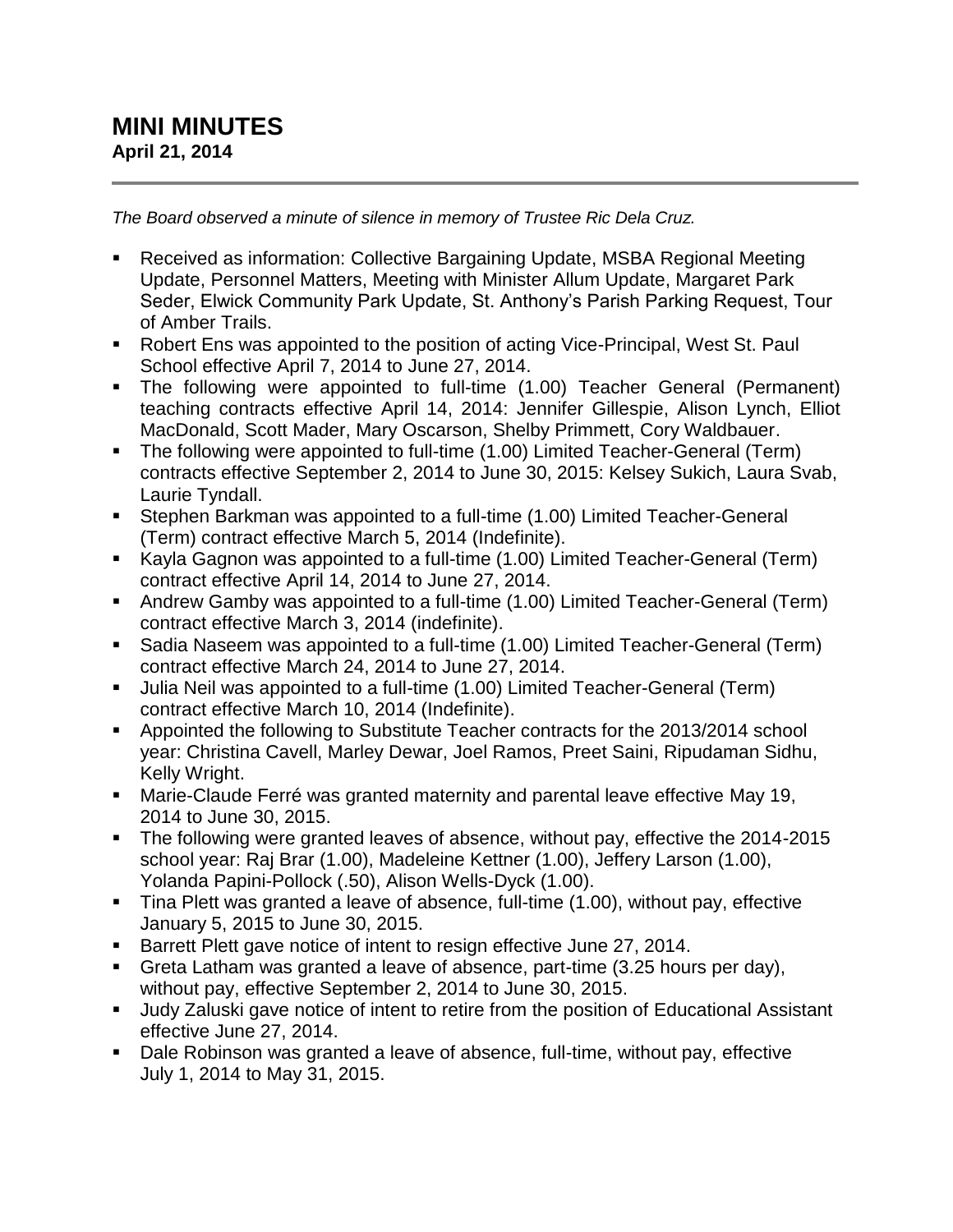# MINI MINUTES

**April 21, 2014**

*The Board observed a minute of silence in memory of Trustee Ric Dela Cruz.*

- Received as information: Collective Bargaining Update, MSBA Regional Meeting Update, Personnel Matters, Meeting with Minister Allum Update, Margaret Park Seder, Elwick Community Park Update, St. Anthony's Parish Parking Request, Tour of Amber Trails.
- Robert Ens was appointed to the position of acting Vice-Principal, West St. Paul School effective April 7, 2014 to June 27, 2014.
- The following were appointed to full-time (1.00) Teacher General (Permanent) teaching contracts effective April 14, 2014: Jennifer Gillespie, Alison Lynch, Elliot MacDonald, Scott Mader, Mary Oscarson, Shelby Primmett, Cory Waldbauer.
- The following were appointed to full-time (1.00) Limited Teacher-General (Term) contracts effective September 2, 2014 to June 30, 2015: Kelsey Sukich, Laura Svab, Laurie Tyndall.
- Stephen Barkman was appointed to a full-time (1.00) Limited Teacher-General (Term) contract effective March 5, 2014 (Indefinite).
- Kayla Gagnon was appointed to a full-time (1.00) Limited Teacher-General (Term) contract effective April 14, 2014 to June 27, 2014.
- Andrew Gamby was appointed to a full-time (1.00) Limited Teacher-General (Term) contract effective March 3, 2014 (indefinite).
- Sadia Naseem was appointed to a full-time (1.00) Limited Teacher-General (Term) contract effective March 24, 2014 to June 27, 2014.
- Julia Neil was appointed to a full-time (1.00) Limited Teacher-General (Term) contract effective March 10, 2014 (Indefinite).
- Appointed the following to Substitute Teacher contracts for the 2013/2014 school year: Christina Cavell, Marley Dewar, Joel Ramos, Preet Saini, Ripudaman Sidhu, Kelly Wright.
- Marie-Claude Ferré was granted maternity and parental leave effective May 19, 2014 to June 30, 2015.
- The following were granted leaves of absence, without pay, effective the 2014-2015 school year: Raj Brar (1.00), Madeleine Kettner (1.00), Jeffery Larson (1.00), Yolanda Papini-Pollock (.50), Alison Wells-Dyck (1.00).
- Tina Plett was granted a leave of absence, full-time (1.00), without pay, effective January 5, 2015 to June 30, 2015.
- Barrett Plett gave notice of intent to resign effective June 27, 2014.
- Greta Latham was granted a leave of absence, part-time (3.25 hours per day), without pay, effective September 2, 2014 to June 30, 2015.
- Judy Zaluski gave notice of intent to retire from the position of Educational Assistant effective June 27, 2014.
- Dale Robinson was granted a leave of absence, full-time, without pay, effective July 1, 2014 to May 31, 2015.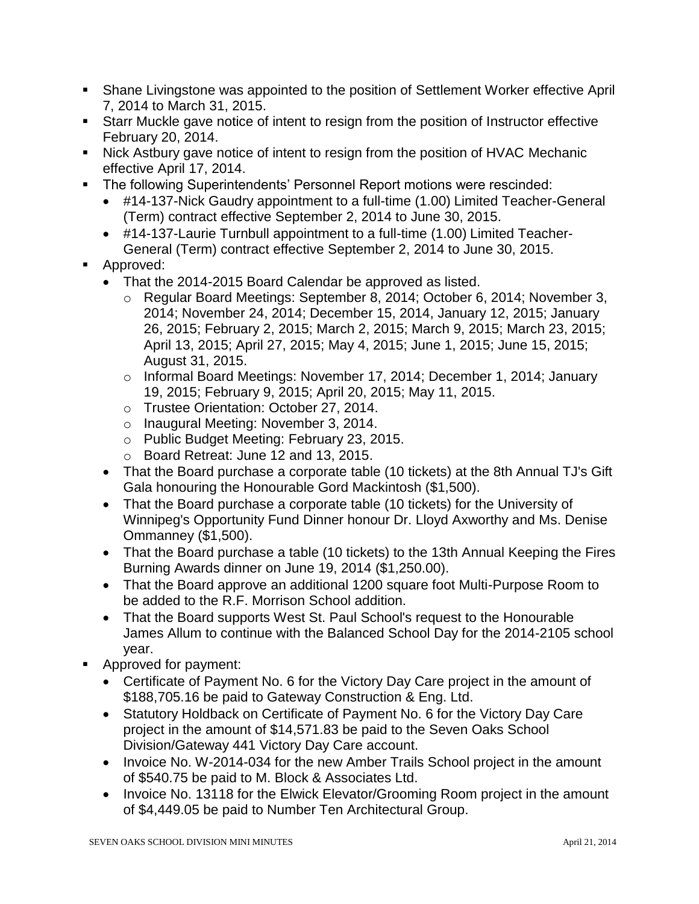- Shane Livingstone was appointed to the position of Settlement Worker effective April 7, 2014 to March 31, 2015.
- Starr Muckle gave notice of intent to resign from the position of Instructor effective February 20, 2014.
- Nick Astbury gave notice of intent to resign from the position of HVAC Mechanic effective April 17, 2014.
- The following Superintendents' Personnel Report motions were rescinded:
  - #14-137-Nick Gaudry appointment to a full-time (1.00) Limited Teacher-General (Term) contract effective September 2, 2014 to June 30, 2015.
  - #14-137-Laurie Turnbull appointment to a full-time (1.00) Limited Teacher-General (Term) contract effective September 2, 2014 to June 30, 2015.
- Approved:
  - That the 2014-2015 Board Calendar be approved as listed.
    - Regular Board Meetings: September 8, 2014; October 6, 2014; November 3, 2014; November 24, 2014; December 15, 2014, January 12, 2015; January 26, 2015; February 2, 2015; March 2, 2015; March 9, 2015; March 23, 2015; April 13, 2015; April 27, 2015; May 4, 2015; June 1, 2015; June 15, 2015; August 31, 2015.
    - Informal Board Meetings: November 17, 2014; December 1, 2014; January 19, 2015; February 9, 2015; April 20, 2015; May 11, 2015.
    - Trustee Orientation: October 27, 2014.
    - Inaugural Meeting: November 3, 2014.
    - Public Budget Meeting: February 23, 2015.
    - Board Retreat: June 12 and 13, 2015.
  - That the Board purchase a corporate table (10 tickets) at the 8th Annual TJ's Gift Gala honouring the Honourable Gord Mackintosh ($1,500).
  - That the Board purchase a corporate table (10 tickets) for the University of Winnipeg's Opportunity Fund Dinner honour Dr. Lloyd Axworthy and Ms. Denise Ommanney ($1,500).
  - That the Board purchase a table (10 tickets) to the 13th Annual Keeping the Fires Burning Awards dinner on June 19, 2014 ($1,250.00).
  - That the Board approve an additional 1200 square foot Multi-Purpose Room to be added to the R.F. Morrison School addition.
  - That the Board supports West St. Paul School's request to the Honourable James Allum to continue with the Balanced School Day for the 2014-2105 school year.
- Approved for payment:
  - Certificate of Payment No. 6 for the Victory Day Care project in the amount of $188,705.16 be paid to Gateway Construction & Eng. Ltd.
  - Statutory Holdback on Certificate of Payment No. 6 for the Victory Day Care project in the amount of $14,571.83 be paid to the Seven Oaks School Division/Gateway 441 Victory Day Care account.
  - Invoice No. W-2014-034 for the new Amber Trails School project in the amount of $540.75 be paid to M. Block & Associates Ltd.
  - Invoice No. 13118 for the Elwick Elevator/Grooming Room project in the amount of $4,449.05 be paid to Number Ten Architectural Group.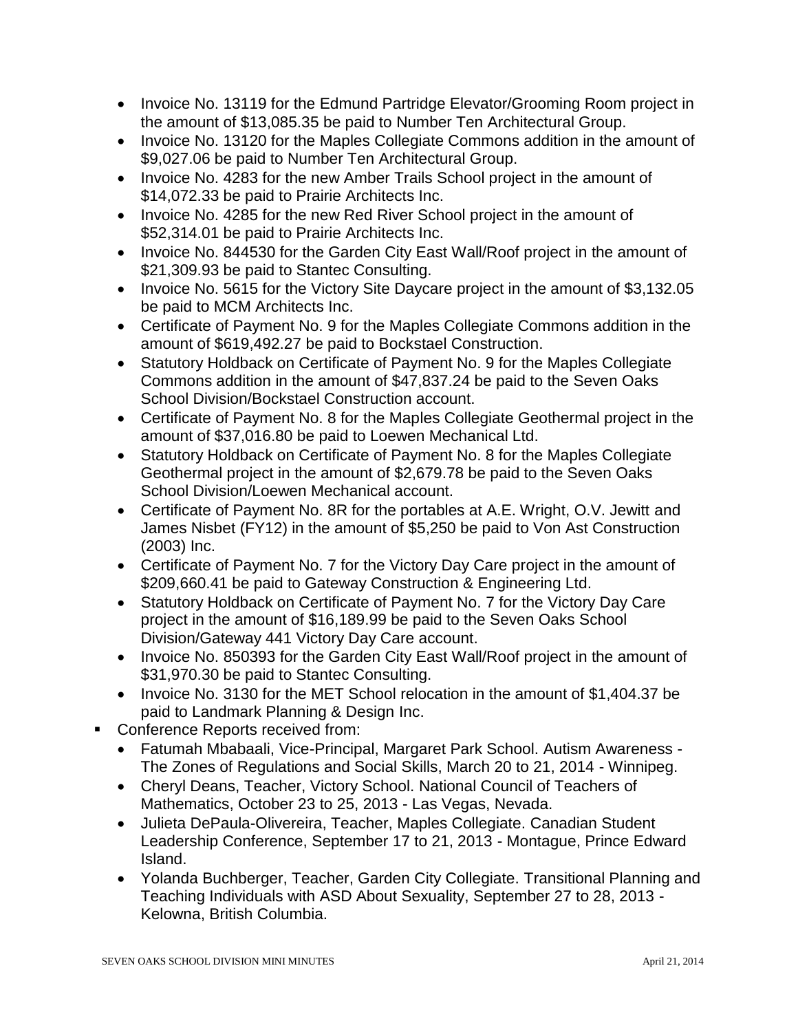- Invoice No. 13119 for the Edmund Partridge Elevator/Grooming Room project in the amount of $13,085.35 be paid to Number Ten Architectural Group.
- Invoice No. 13120 for the Maples Collegiate Commons addition in the amount of $9,027.06 be paid to Number Ten Architectural Group.
- Invoice No. 4283 for the new Amber Trails School project in the amount of $14,072.33 be paid to Prairie Architects Inc.
- Invoice No. 4285 for the new Red River School project in the amount of $52,314.01 be paid to Prairie Architects Inc.
- Invoice No. 844530 for the Garden City East Wall/Roof project in the amount of $21,309.93 be paid to Stantec Consulting.
- Invoice No. 5615 for the Victory Site Daycare project in the amount of $3,132.05 be paid to MCM Architects Inc.
- Certificate of Payment No. 9 for the Maples Collegiate Commons addition in the amount of $619,492.27 be paid to Bockstael Construction.
- Statutory Holdback on Certificate of Payment No. 9 for the Maples Collegiate Commons addition in the amount of $47,837.24 be paid to the Seven Oaks School Division/Bockstael Construction account.
- Certificate of Payment No. 8 for the Maples Collegiate Geothermal project in the amount of $37,016.80 be paid to Loewen Mechanical Ltd.
- Statutory Holdback on Certificate of Payment No. 8 for the Maples Collegiate Geothermal project in the amount of $2,679.78 be paid to the Seven Oaks School Division/Loewen Mechanical account.
- Certificate of Payment No. 8R for the portables at A.E. Wright, O.V. Jewitt and James Nisbet (FY12) in the amount of $5,250 be paid to Von Ast Construction (2003) Inc.
- Certificate of Payment No. 7 for the Victory Day Care project in the amount of $209,660.41 be paid to Gateway Construction & Engineering Ltd.
- Statutory Holdback on Certificate of Payment No. 7 for the Victory Day Care project in the amount of $16,189.99 be paid to the Seven Oaks School Division/Gateway 441 Victory Day Care account.
- Invoice No. 850393 for the Garden City East Wall/Roof project in the amount of $31,970.30 be paid to Stantec Consulting.
- Invoice No. 3130 for the MET School relocation in the amount of $1,404.37 be paid to Landmark Planning & Design Inc.

- Conference Reports received from:
  - Fatumah Mbabaali, Vice-Principal, Margaret Park School. Autism Awareness - The Zones of Regulations and Social Skills, March 20 to 21, 2014 - Winnipeg.
  - Cheryl Deans, Teacher, Victory School. National Council of Teachers of Mathematics, October 23 to 25, 2013 - Las Vegas, Nevada.
  - Julieta DePaula-Olivereira, Teacher, Maples Collegiate. Canadian Student Leadership Conference, September 17 to 21, 2013 - Montague, Prince Edward Island.
  - Yolanda Buchberger, Teacher, Garden City Collegiate. Transitional Planning and Teaching Individuals with ASD About Sexuality, September 27 to 28, 2013 - Kelowna, British Columbia.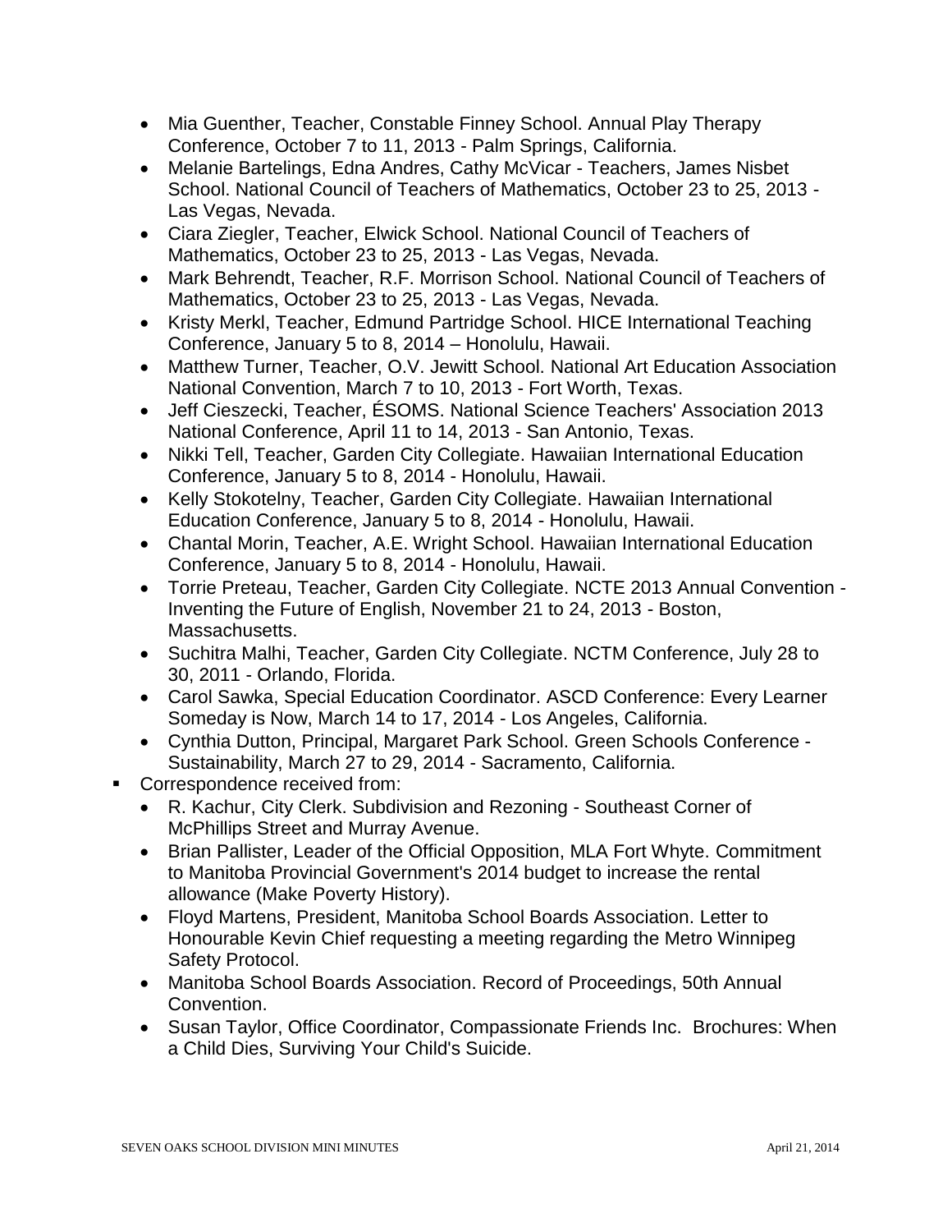- Mia Guenther, Teacher, Constable Finney School. Annual Play Therapy Conference, October 7 to 11, 2013 - Palm Springs, California.
- Melanie Bartelings, Edna Andres, Cathy McVicar - Teachers, James Nisbet School. National Council of Teachers of Mathematics, October 23 to 25, 2013 - Las Vegas, Nevada.
- Ciara Ziegler, Teacher, Elwick School. National Council of Teachers of Mathematics, October 23 to 25, 2013 - Las Vegas, Nevada.
- Mark Behrendt, Teacher, R.F. Morrison School. National Council of Teachers of Mathematics, October 23 to 25, 2013 - Las Vegas, Nevada.
- Kristy Merkl, Teacher, Edmund Partridge School. HICE International Teaching Conference, January 5 to 8, 2014 – Honolulu, Hawaii.
- Matthew Turner, Teacher, O.V. Jewitt School. National Art Education Association National Convention, March 7 to 10, 2013 - Fort Worth, Texas.
- Jeff Cieszecki, Teacher, ÉSOMS. National Science Teachers' Association 2013 National Conference, April 11 to 14, 2013 - San Antonio, Texas.
- Nikki Tell, Teacher, Garden City Collegiate. Hawaiian International Education Conference, January 5 to 8, 2014 - Honolulu, Hawaii.
- Kelly Stokotelny, Teacher, Garden City Collegiate. Hawaiian International Education Conference, January 5 to 8, 2014 - Honolulu, Hawaii.
- Chantal Morin, Teacher, A.E. Wright School. Hawaiian International Education Conference, January 5 to 8, 2014 - Honolulu, Hawaii.
- Torrie Preteau, Teacher, Garden City Collegiate. NCTE 2013 Annual Convention - Inventing the Future of English, November 21 to 24, 2013 - Boston, Massachusetts.
- Suchitra Malhi, Teacher, Garden City Collegiate. NCTM Conference, July 28 to 30, 2011 - Orlando, Florida.
- Carol Sawka, Special Education Coordinator. ASCD Conference: Every Learner Someday is Now, March 14 to 17, 2014 - Los Angeles, California.
- Cynthia Dutton, Principal, Margaret Park School. Green Schools Conference - Sustainability, March 27 to 29, 2014 - Sacramento, California.

- Correspondence received from:
  - R. Kachur, City Clerk. Subdivision and Rezoning - Southeast Corner of McPhillips Street and Murray Avenue.
  - Brian Pallister, Leader of the Official Opposition, MLA Fort Whyte. Commitment to Manitoba Provincial Government's 2014 budget to increase the rental allowance (Make Poverty History).
  - Floyd Martens, President, Manitoba School Boards Association. Letter to Honourable Kevin Chief requesting a meeting regarding the Metro Winnipeg Safety Protocol.
  - Manitoba School Boards Association. Record of Proceedings, 50th Annual Convention.
  - Susan Taylor, Office Coordinator, Compassionate Friends Inc. Brochures: When a Child Dies, Surviving Your Child's Suicide.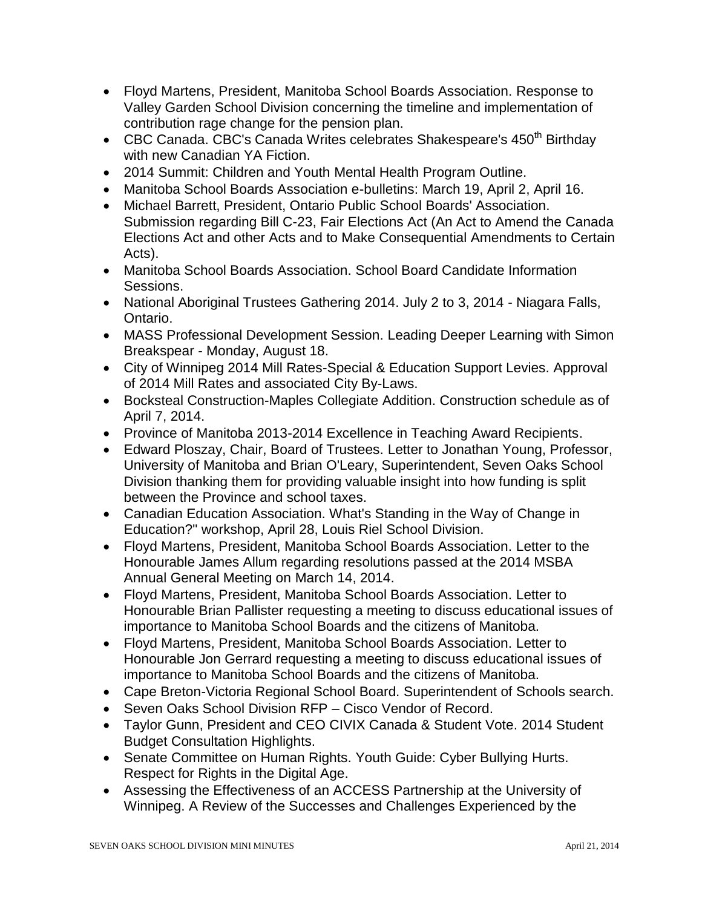- Floyd Martens, President, Manitoba School Boards Association. Response to Valley Garden School Division concerning the timeline and implementation of contribution rage change for the pension plan.
- CBC Canada. CBC's Canada Writes celebrates Shakespeare's 450th Birthday with new Canadian YA Fiction.
- 2014 Summit: Children and Youth Mental Health Program Outline.
- Manitoba School Boards Association e-bulletins: March 19, April 2, April 16.
- Michael Barrett, President, Ontario Public School Boards' Association. Submission regarding Bill C-23, Fair Elections Act (An Act to Amend the Canada Elections Act and other Acts and to Make Consequential Amendments to Certain Acts).
- Manitoba School Boards Association. School Board Candidate Information Sessions.
- National Aboriginal Trustees Gathering 2014. July 2 to 3, 2014 - Niagara Falls, Ontario.
- MASS Professional Development Session. Leading Deeper Learning with Simon Breakspear - Monday, August 18.
- City of Winnipeg 2014 Mill Rates-Special & Education Support Levies. Approval of 2014 Mill Rates and associated City By-Laws.
- Bocksteal Construction-Maples Collegiate Addition. Construction schedule as of April 7, 2014.
- Province of Manitoba 2013-2014 Excellence in Teaching Award Recipients.
- Edward Ploszay, Chair, Board of Trustees. Letter to Jonathan Young, Professor, University of Manitoba and Brian O'Leary, Superintendent, Seven Oaks School Division thanking them for providing valuable insight into how funding is split between the Province and school taxes.
- Canadian Education Association. What's Standing in the Way of Change in Education?" workshop, April 28, Louis Riel School Division.
- Floyd Martens, President, Manitoba School Boards Association. Letter to the Honourable James Allum regarding resolutions passed at the 2014 MSBA Annual General Meeting on March 14, 2014.
- Floyd Martens, President, Manitoba School Boards Association. Letter to Honourable Brian Pallister requesting a meeting to discuss educational issues of importance to Manitoba School Boards and the citizens of Manitoba.
- Floyd Martens, President, Manitoba School Boards Association. Letter to Honourable Jon Gerrard requesting a meeting to discuss educational issues of importance to Manitoba School Boards and the citizens of Manitoba.
- Cape Breton-Victoria Regional School Board. Superintendent of Schools search.
- Seven Oaks School Division RFP – Cisco Vendor of Record.
- Taylor Gunn, President and CEO CIVIX Canada & Student Vote. 2014 Student Budget Consultation Highlights.
- Senate Committee on Human Rights. Youth Guide: Cyber Bullying Hurts. Respect for Rights in the Digital Age.
- Assessing the Effectiveness of an ACCESS Partnership at the University of Winnipeg. A Review of the Successes and Challenges Experienced by the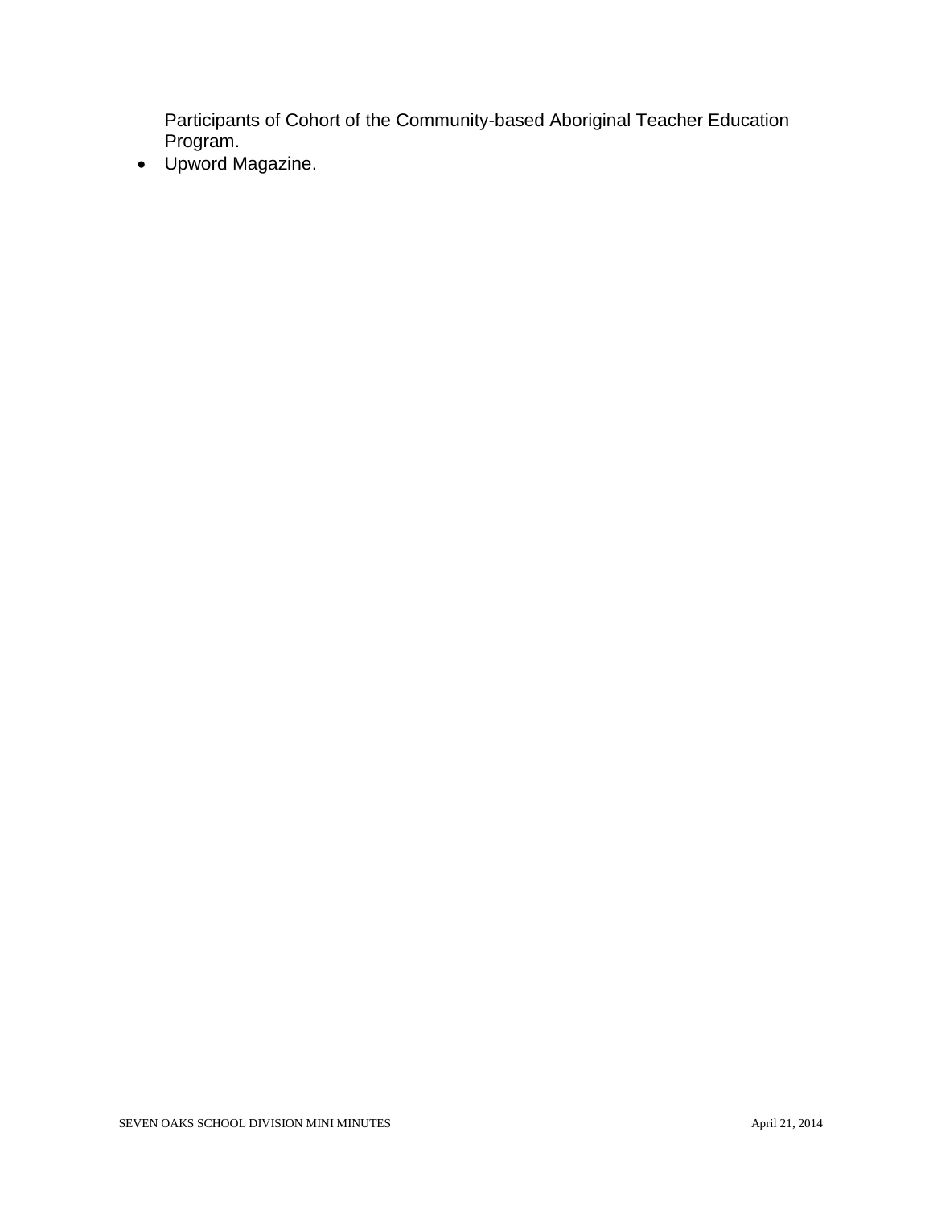Participants of Cohort of the Community-based Aboriginal Teacher Education Program.

- Upword Magazine.